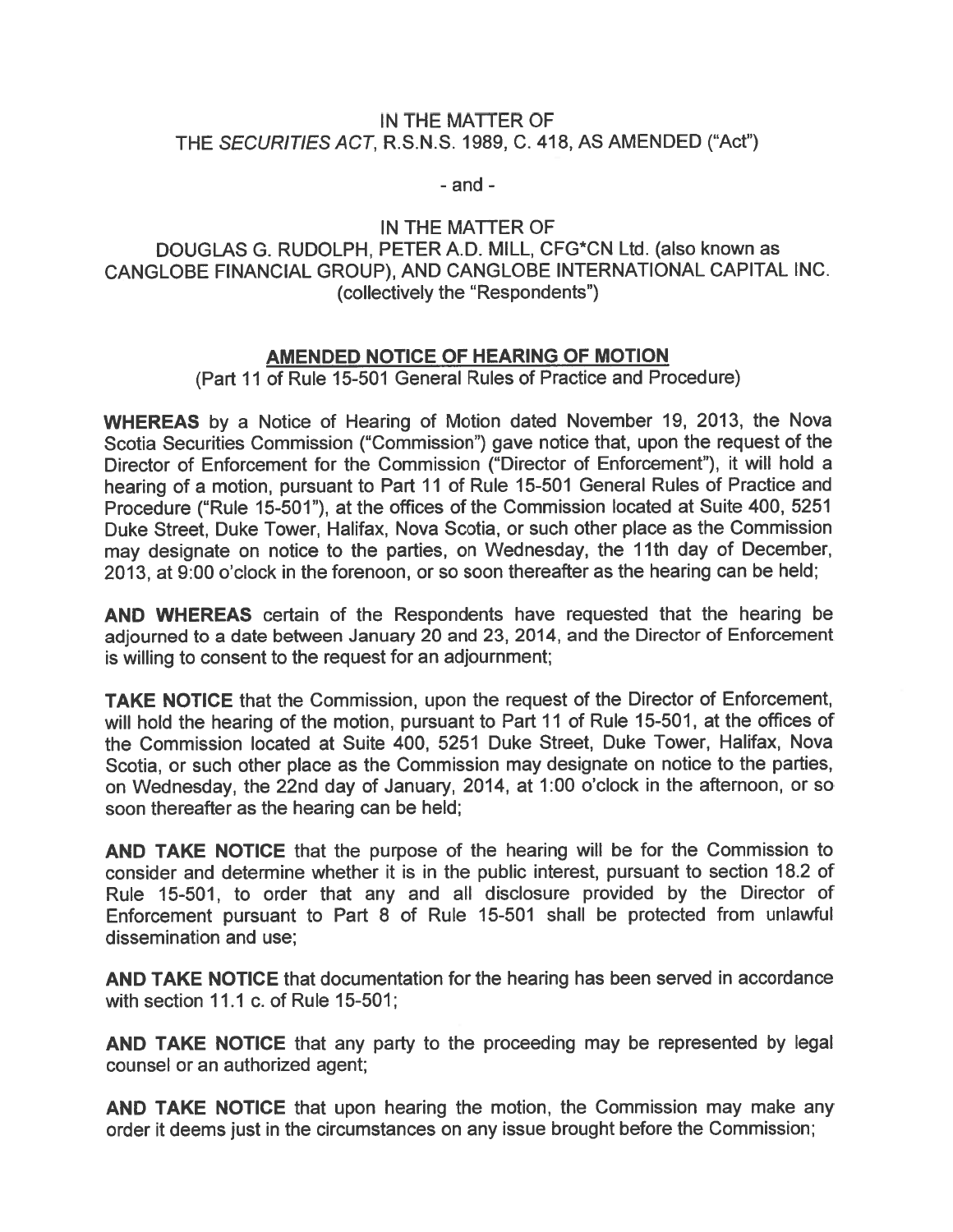IN THE MATTER OF
THE *SECURITIES ACT*, R.S.N.S. 1989, C. 418, AS AMENDED ("Act")

- and -

IN THE MATTER OF
DOUGLAS G. RUDOLPH, PETER A.D. MILL, CFG*CN Ltd. (also known as CANGLOBE FINANCIAL GROUP), AND CANGLOBE INTERNATIONAL CAPITAL INC. (collectively the "Respondents")

## AMENDED NOTICE OF HEARING OF MOTION

(Part 11 of Rule 15-501 General Rules of Practice and Procedure)

**WHEREAS** by a Notice of Hearing of Motion dated November 19, 2013, the Nova Scotia Securities Commission ("Commission") gave notice that, upon the request of the Director of Enforcement for the Commission ("Director of Enforcement"), it will hold a hearing of a motion, pursuant to Part 11 of Rule 15-501 General Rules of Practice and Procedure ("Rule 15-501"), at the offices of the Commission located at Suite 400, 5251 Duke Street, Duke Tower, Halifax, Nova Scotia, or such other place as the Commission may designate on notice to the parties, on Wednesday, the 11th day of December, 2013, at 9:00 o'clock in the forenoon, or so soon thereafter as the hearing can be held;

**AND WHEREAS** certain of the Respondents have requested that the hearing be adjourned to a date between January 20 and 23, 2014, and the Director of Enforcement is willing to consent to the request for an adjournment;

**TAKE NOTICE** that the Commission, upon the request of the Director of Enforcement, will hold the hearing of the motion, pursuant to Part 11 of Rule 15-501, at the offices of the Commission located at Suite 400, 5251 Duke Street, Duke Tower, Halifax, Nova Scotia, or such other place as the Commission may designate on notice to the parties, on Wednesday, the 22nd day of January, 2014, at 1:00 o'clock in the afternoon, or so soon thereafter as the hearing can be held;

**AND TAKE NOTICE** that the purpose of the hearing will be for the Commission to consider and determine whether it is in the public interest, pursuant to section 18.2 of Rule 15-501, to order that any and all disclosure provided by the Director of Enforcement pursuant to Part 8 of Rule 15-501 shall be protected from unlawful dissemination and use;

**AND TAKE NOTICE** that documentation for the hearing has been served in accordance with section 11.1 c. of Rule 15-501;

**AND TAKE NOTICE** that any party to the proceeding may be represented by legal counsel or an authorized agent;

**AND TAKE NOTICE** that upon hearing the motion, the Commission may make any order it deems just in the circumstances on any issue brought before the Commission;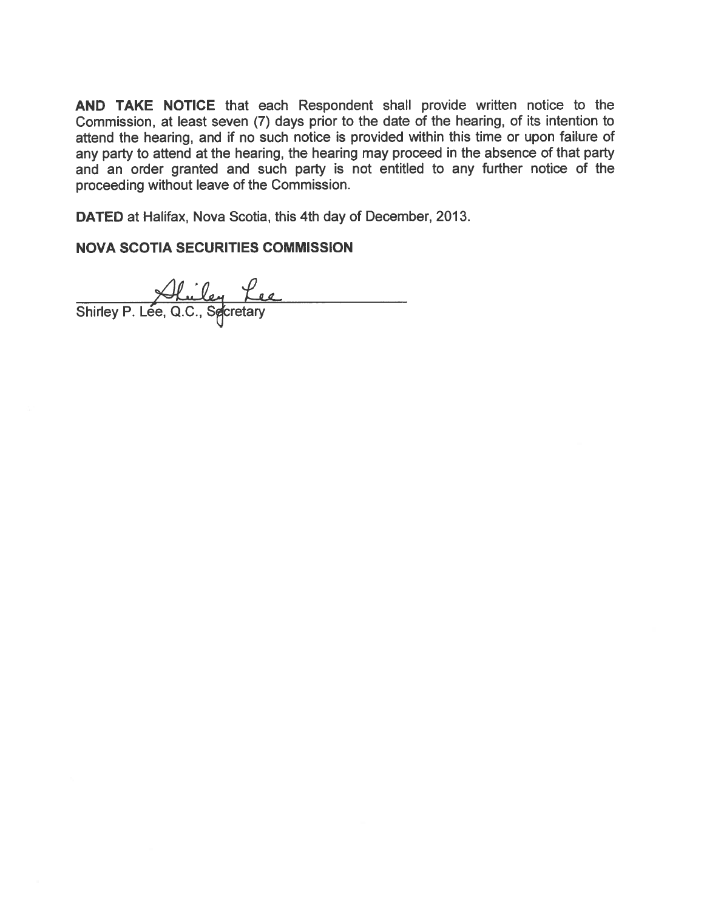**AND TAKE NOTICE** that each Respondent shall provide written notice to the Commission, at least seven (7) days prior to the date of the hearing, of its intention to attend the hearing, and if no such notice is provided within this time or upon failure of any party to attend at the hearing, the hearing may proceed in the absence of that party and an order granted and such party is not entitled to any further notice of the proceeding without leave of the Commission.

**DATED** at Halifax, Nova Scotia, this 4th day of December, 2013.

**NOVA SCOTIA SECURITIES COMMISSION**

Shirley Lee

Shirley P. Lee, Q.C., Secretary